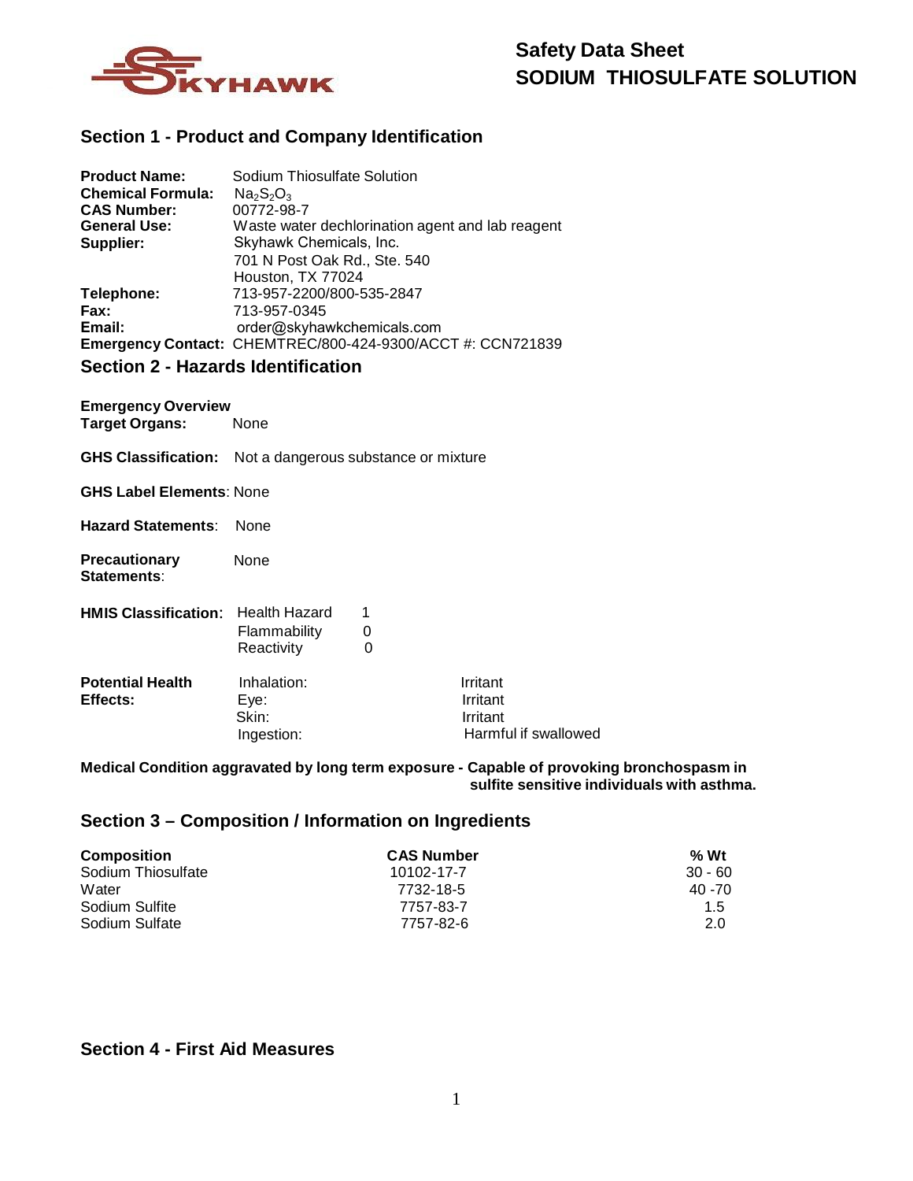# Safety Data Sheet
# SODIUM THIOSULFATE SOLUTION

## Section 1 - Product and Company Identification

**Product Name:** Sodium Thiosulfate Solution
**Chemical Formula:** $Na_2S_2O_3$
**CAS Number:** 00772-98-7
**General Use:** Waste water dechlorination agent and lab reagent
**Supplier:** Skyhawk Chemicals, Inc.
701 N Post Oak Rd., Ste. 540
Houston, TX 77024
**Telephone:** 713-957-2200/800-535-2847
**Fax:** 713-957-0345
**Email:** order@skyhawkchemicals.com
**Emergency Contact:** CHEMTREC/800-424-9300/ACCT #: CCN721839

## Section 2 - Hazards Identification

**Emergency Overview**
**Target Organs:** None

**GHS Classification:** Not a dangerous substance or mixture

**GHS Label Elements**: None

**Hazard Statements**: None

**Precautionary Statements**: None

**HMIS Classification:**

| | |
|---|---|
| Health Hazard | 1 |
| Flammability | 0 |
| Reactivity | 0 |

**Potential Health Effects:**

| | |
|---|---|
| Inhalation: | Irritant |
| Eye: | Irritant |
| Skin: | Irritant |
| Ingestion: | Harmful if swallowed |

**Medical Condition aggravated by long term exposure - Capable of provoking bronchospasm in sulfite sensitive individuals with asthma.**

## Section 3 – Composition / Information on Ingredients

| Composition | CAS Number | % Wt |
|---|---|---|
| Sodium Thiosulfate | 10102-17-7 | 30 - 60 |
| Water | 7732-18-5 | 40 -70 |
| Sodium Sulfite | 7757-83-7 | 1.5 |
| Sodium Sulfate | 7757-82-6 | 2.0 |

## Section 4 - First Aid Measures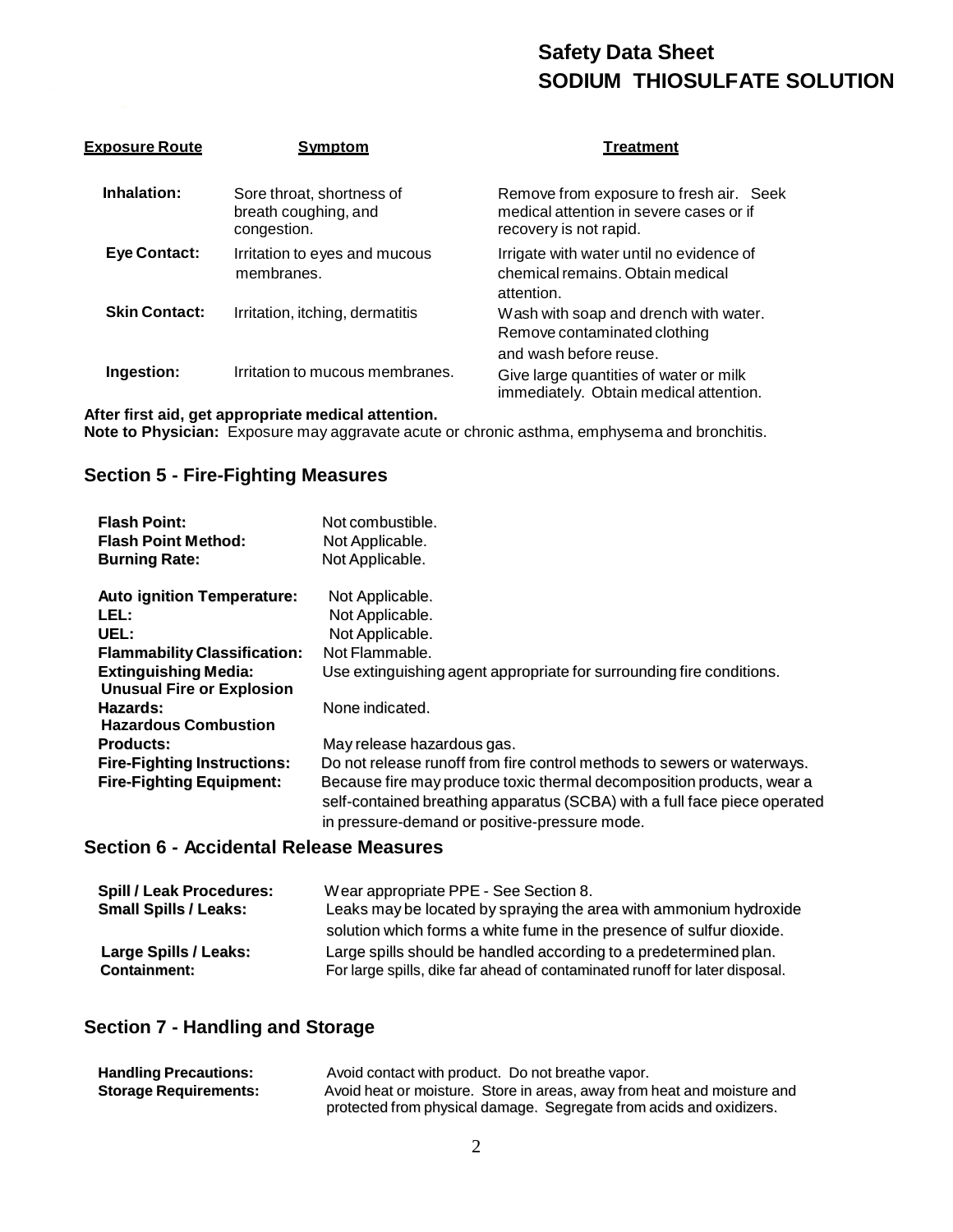| Exposure Route | Symptom | Treatment |
| --- | --- | --- |
| **Inhalation:** | Sore throat, shortness of breath coughing, and congestion. | Remove from exposure to fresh air. Seek medical attention in severe cases or if recovery is not rapid. |
| **Eye Contact:** | Irritation to eyes and mucous membranes. | Irrigate with water until no evidence of chemical remains. Obtain medical attention. |
| **Skin Contact:** | Irritation, itching, dermatitis | Wash with soap and drench with water. Remove contaminated clothing and wash before reuse. |
| **Ingestion:** | Irritation to mucous membranes. | Give large quantities of water or milk immediately. Obtain medical attention. |

**After first aid, get appropriate medical attention.**

**Note to Physician:** Exposure may aggravate acute or chronic asthma, emphysema and bronchitis.

## Section 5 - Fire-Fighting Measures

**Flash Point:** Not combustible.

**Flash Point Method:** Not Applicable.

**Burning Rate:** Not Applicable.

**Auto ignition Temperature:** Not Applicable.

**LEL:** Not Applicable.

**UEL:** Not Applicable.

**Flammability Classification:** Not Flammable.

**Extinguishing Media:** Use extinguishing agent appropriate for surrounding fire conditions.

**Unusual Fire or Explosion Hazards:** None indicated.

**Hazardous Combustion Products:** May release hazardous gas.

**Fire-Fighting Instructions:** Do not release runoff from fire control methods to sewers or waterways.

**Fire-Fighting Equipment:** Because fire may produce toxic thermal decomposition products, wear a self-contained breathing apparatus (SCBA) with a full face piece operated in pressure-demand or positive-pressure mode.

## Section 6 - Accidental Release Measures

**Spill / Leak Procedures:** Wear appropriate PPE - See Section 8.

**Small Spills / Leaks:** Leaks may be located by spraying the area with ammonium hydroxide solution which forms a white fume in the presence of sulfur dioxide.

**Large Spills / Leaks:** Large spills should be handled according to a predetermined plan.

**Containment:** For large spills, dike far ahead of contaminated runoff for later disposal.

## Section 7 - Handling and Storage

**Handling Precautions:** Avoid contact with product. Do not breathe vapor.

**Storage Requirements:** Avoid heat or moisture. Store in areas, away from heat and moisture and protected from physical damage. Segregate from acids and oxidizers.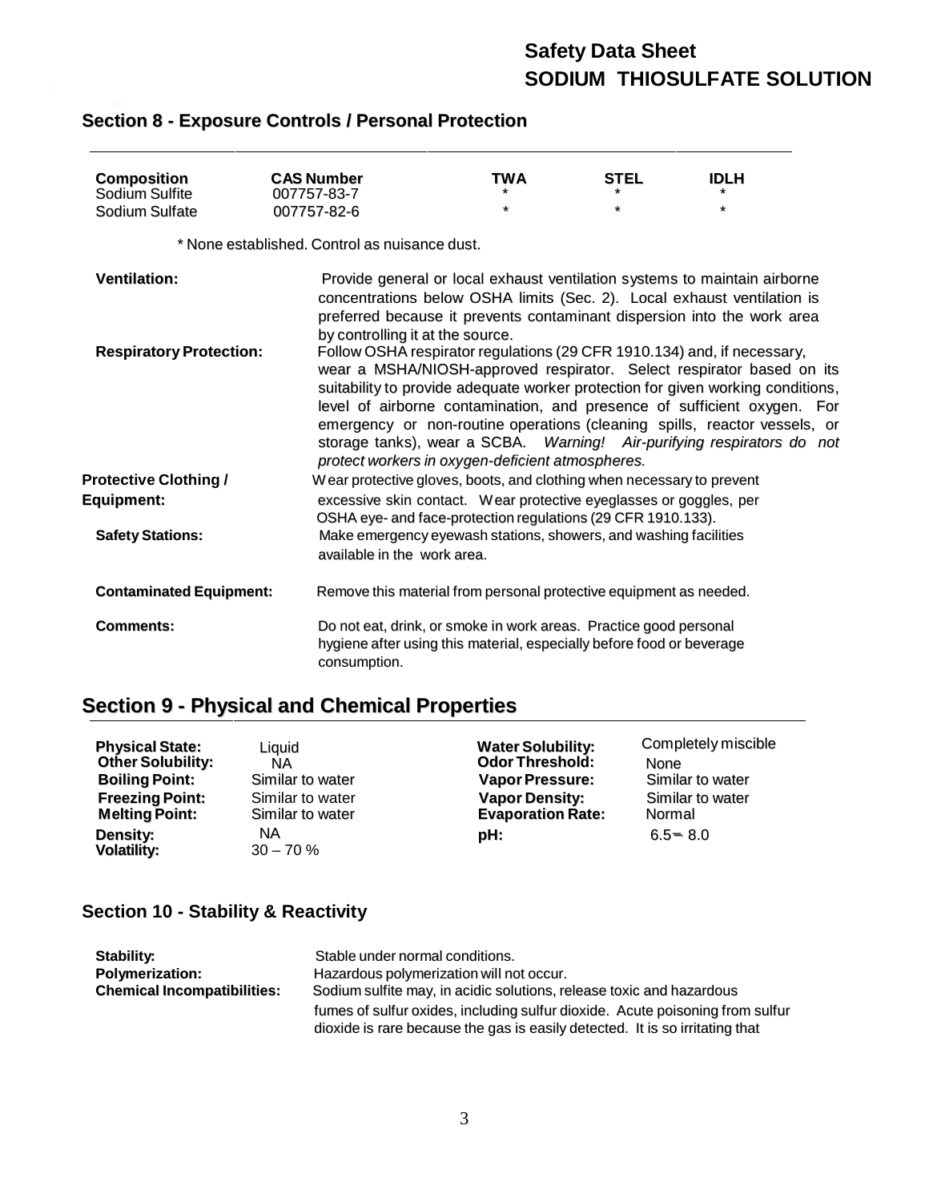## Section 8 - Exposure Controls / Personal Protection

| Composition | CAS Number | TWA | STEL | IDLH |
|---|---|---|---|---|
| Sodium Sulfite | 007757-83-7 | * | * | * |
| Sodium Sulfate | 007757-82-6 | * | * | * |

* None established. Control as nuisance dust.

**Ventilation:** Provide general or local exhaust ventilation systems to maintain airborne concentrations below OSHA limits (Sec. 2). Local exhaust ventilation is preferred because it prevents contaminant dispersion into the work area by controlling it at the source.

**Respiratory Protection:** Follow OSHA respirator regulations (29 CFR 1910.134) and, if necessary, wear a MSHA/NIOSH-approved respirator. Select respirator based on its suitability to provide adequate worker protection for given working conditions, level of airborne contamination, and presence of sufficient oxygen. For emergency or non-routine operations (cleaning spills, reactor vessels, or storage tanks), wear a SCBA. *Warning! Air-purifying respirators do not protect workers in oxygen-deficient atmospheres.*

**Protective Clothing / Equipment:** Wear protective gloves, boots, and clothing when necessary to prevent excessive skin contact. Wear protective eyeglasses or goggles, per OSHA eye- and face-protection regulations (29 CFR 1910.133).

**Safety Stations:** Make emergency eyewash stations, showers, and washing facilities available in the work area.

**Contaminated Equipment:** Remove this material from personal protective equipment as needed.

**Comments:** Do not eat, drink, or smoke in work areas. Practice good personal hygiene after using this material, especially before food or beverage consumption.

## Section 9 - Physical and Chemical Properties

| | | | |
|---|---|---|---|
| **Physical State:** | Liquid | **Water Solubility:** | Completely miscible |
| **Other Solubility:** | NA | **Odor Threshold:** | None |
| **Boiling Point:** | Similar to water | **Vapor Pressure:** | Similar to water |
| **Freezing Point:** | Similar to water | **Vapor Density:** | Similar to water |
| **Melting Point:** | Similar to water | **Evaporation Rate:** | Normal |
| **Density:** | NA | **pH:** | 6.5 – 8.0 |
| **Volatility:** | 30 – 70 % | | |

## Section 10 - Stability & Reactivity

**Stability:** Stable under normal conditions.

**Polymerization:** Hazardous polymerization will not occur.

**Chemical Incompatibilities:** Sodium sulfite may, in acidic solutions, release toxic and hazardous fumes of sulfur oxides, including sulfur dioxide. Acute poisoning from sulfur dioxide is rare because the gas is easily detected. It is so irritating that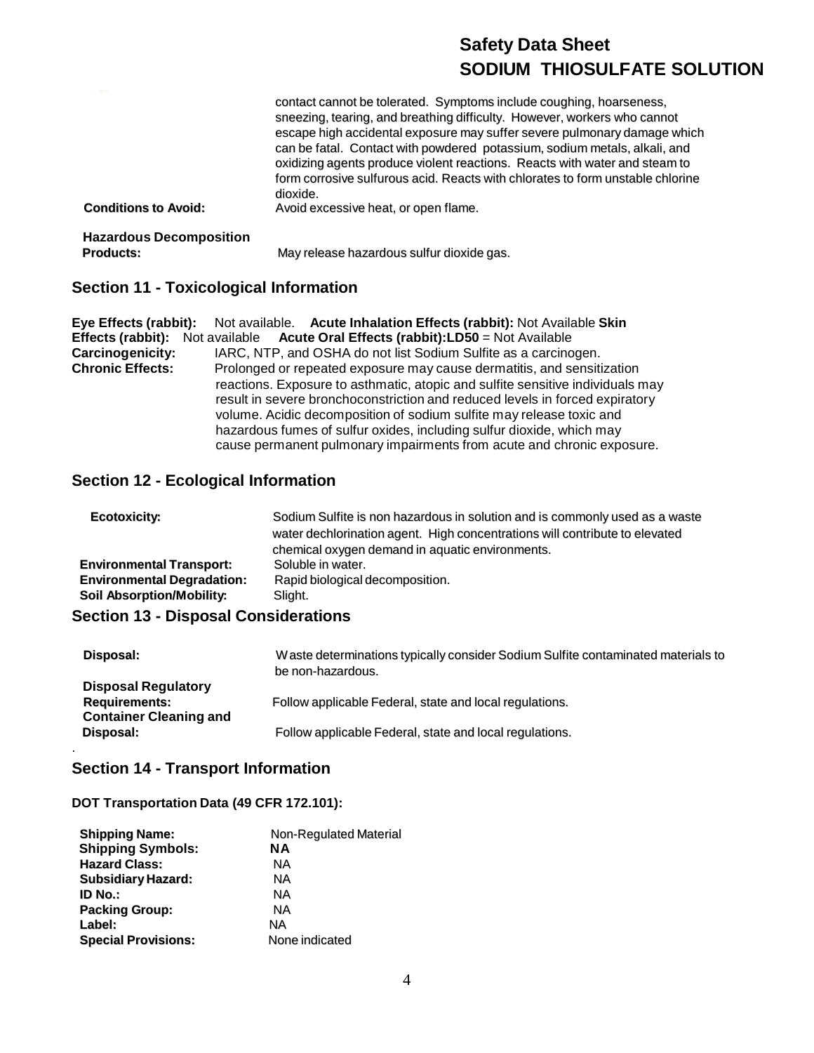contact cannot be tolerated. Symptoms include coughing, hoarseness, sneezing, tearing, and breathing difficulty. However, workers who cannot escape high accidental exposure may suffer severe pulmonary damage which can be fatal. Contact with powdered potassium, sodium metals, alkali, and oxidizing agents produce violent reactions. Reacts with water and steam to form corrosive sulfurous acid. Reacts with chlorates to form unstable chlorine dioxide.

**Conditions to Avoid:** Avoid excessive heat, or open flame.

**Hazardous Decomposition Products:** May release hazardous sulfur dioxide gas.

## Section 11 - Toxicological Information

**Eye Effects (rabbit):** Not available. **Acute Inhalation Effects (rabbit):** Not Available **Skin Effects (rabbit):** Not available **Acute Oral Effects (rabbit):LD50** = Not Available

**Carcinogenicity:** IARC, NTP, and OSHA do not list Sodium Sulfite as a carcinogen.

**Chronic Effects:** Prolonged or repeated exposure may cause dermatitis, and sensitization reactions. Exposure to asthmatic, atopic and sulfite sensitive individuals may result in severe bronchoconstriction and reduced levels in forced expiratory volume. Acidic decomposition of sodium sulfite may release toxic and hazardous fumes of sulfur oxides, including sulfur dioxide, which may cause permanent pulmonary impairments from acute and chronic exposure.

## Section 12 - Ecological Information

**Ecotoxicity:** Sodium Sulfite is non hazardous in solution and is commonly used as a waste water dechlorination agent. High concentrations will contribute to elevated chemical oxygen demand in aquatic environments.

**Environmental Transport:** Soluble in water.

**Environmental Degradation:** Rapid biological decomposition.

**Soil Absorption/Mobility:** Slight.

## Section 13 - Disposal Considerations

**Disposal:** Waste determinations typically consider Sodium Sulfite contaminated materials to be non-hazardous.

**Disposal Regulatory Requirements:** Follow applicable Federal, state and local regulations.

**Container Cleaning and Disposal:** Follow applicable Federal, state and local regulations.

## Section 14 - Transport Information

**DOT Transportation Data (49 CFR 172.101):**

**Shipping Name:** Non-Regulated Material

**Shipping Symbols:** **NA**

**Hazard Class:** NA

**Subsidiary Hazard:** NA

**ID No.:** NA

**Packing Group:** NA

**Label:** NA

**Special Provisions:** None indicated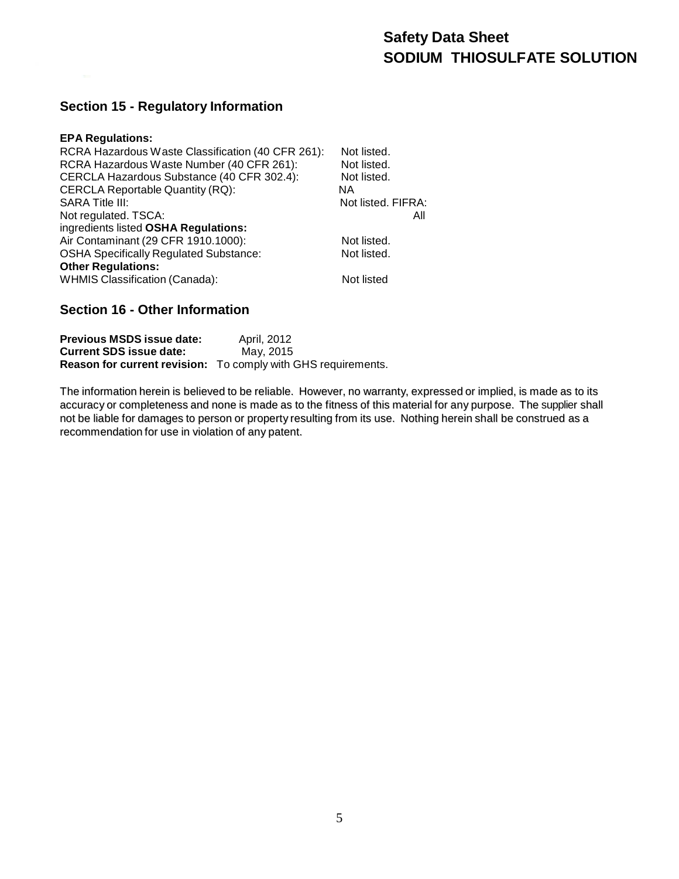## Section 15 - Regulatory Information

**EPA Regulations:**

RCRA Hazardous Waste Classification (40 CFR 261): Not listed.
RCRA Hazardous Waste Number (40 CFR 261): Not listed.
CERCLA Hazardous Substance (40 CFR 302.4): Not listed.
CERCLA Reportable Quantity (RQ): NA
SARA Title III: Not listed. FIFRA:
Not regulated. TSCA: All
ingredients listed **OSHA Regulations:**
Air Contaminant (29 CFR 1910.1000): Not listed.
OSHA Specifically Regulated Substance: Not listed.

**Other Regulations:**

WHMIS Classification (Canada): Not listed

## Section 16 - Other Information

**Previous MSDS issue date:** April, 2012
**Current SDS issue date:** May, 2015
**Reason for current revision:** To comply with GHS requirements.

The information herein is believed to be reliable. However, no warranty, expressed or implied, is made as to its accuracy or completeness and none is made as to the fitness of this material for any purpose. The supplier shall not be liable for damages to person or property resulting from its use. Nothing herein shall be construed as a recommendation for use in violation of any patent.